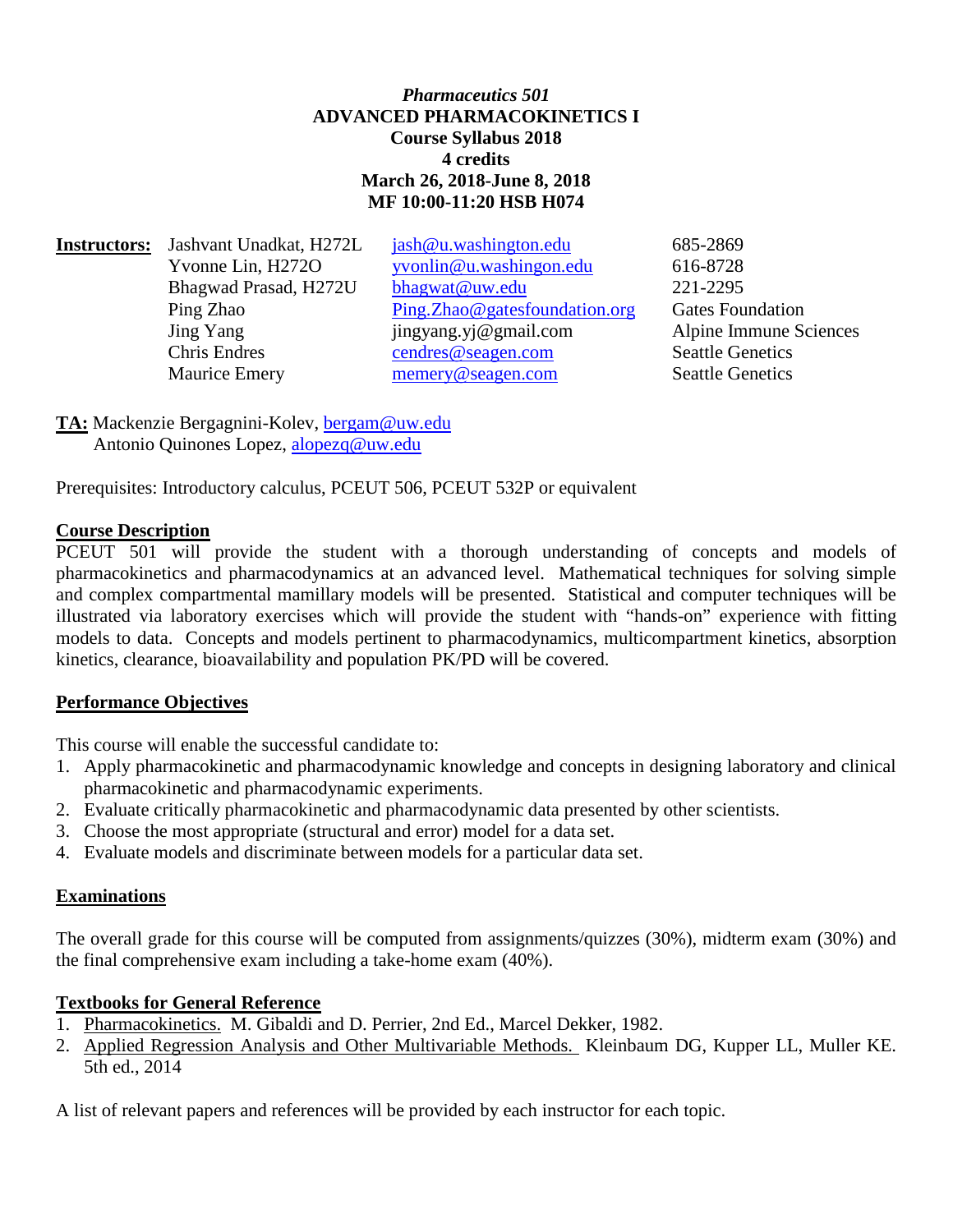*Pharmaceutics 501*

**ADVANCED PHARMACOKINETICS I**

**Course Syllabus 2018**

**4 credits**

**March 26, 2018-June 8, 2018**

**MF 10:00-11:20 HSB H074**

| **Instructors:** | | | |
|---|---|---|---|
| | Jashvant Unadkat, H272L | jash@u.washington.edu | 685-2869 |
| | Yvonne Lin, H272O | yvonlin@u.washingon.edu | 616-8728 |
| | Bhagwad Prasad, H272U | bhagwat@uw.edu | 221-2295 |
| | Ping Zhao | Ping.Zhao@gatesfoundation.org | Gates Foundation |
| | Jing Yang | jingyang.yj@gmail.com | Alpine Immune Sciences |
| | Chris Endres | cendres@seagen.com | Seattle Genetics |
| | Maurice Emery | memery@seagen.com | Seattle Genetics |

**TA:** Mackenzie Bergagnini-Kolev, bergam@uw.edu
Antonio Quinones Lopez, alopezq@uw.edu

Prerequisites: Introductory calculus, PCEUT 506, PCEUT 532P or equivalent

## Course Description

PCEUT 501 will provide the student with a thorough understanding of concepts and models of pharmacokinetics and pharmacodynamics at an advanced level. Mathematical techniques for solving simple and complex compartmental mamillary models will be presented. Statistical and computer techniques will be illustrated via laboratory exercises which will provide the student with "hands-on" experience with fitting models to data. Concepts and models pertinent to pharmacodynamics, multicompartment kinetics, absorption kinetics, clearance, bioavailability and population PK/PD will be covered.

## Performance Objectives

This course will enable the successful candidate to:

1. Apply pharmacokinetic and pharmacodynamic knowledge and concepts in designing laboratory and clinical pharmacokinetic and pharmacodynamic experiments.
2. Evaluate critically pharmacokinetic and pharmacodynamic data presented by other scientists.
3. Choose the most appropriate (structural and error) model for a data set.
4. Evaluate models and discriminate between models for a particular data set.

## Examinations

The overall grade for this course will be computed from assignments/quizzes (30%), midterm exam (30%) and the final comprehensive exam including a take-home exam (40%).

## Textbooks for General Reference

1. Pharmacokinetics. M. Gibaldi and D. Perrier, 2nd Ed., Marcel Dekker, 1982.
2. Applied Regression Analysis and Other Multivariable Methods. Kleinbaum DG, Kupper LL, Muller KE. 5th ed., 2014

A list of relevant papers and references will be provided by each instructor for each topic.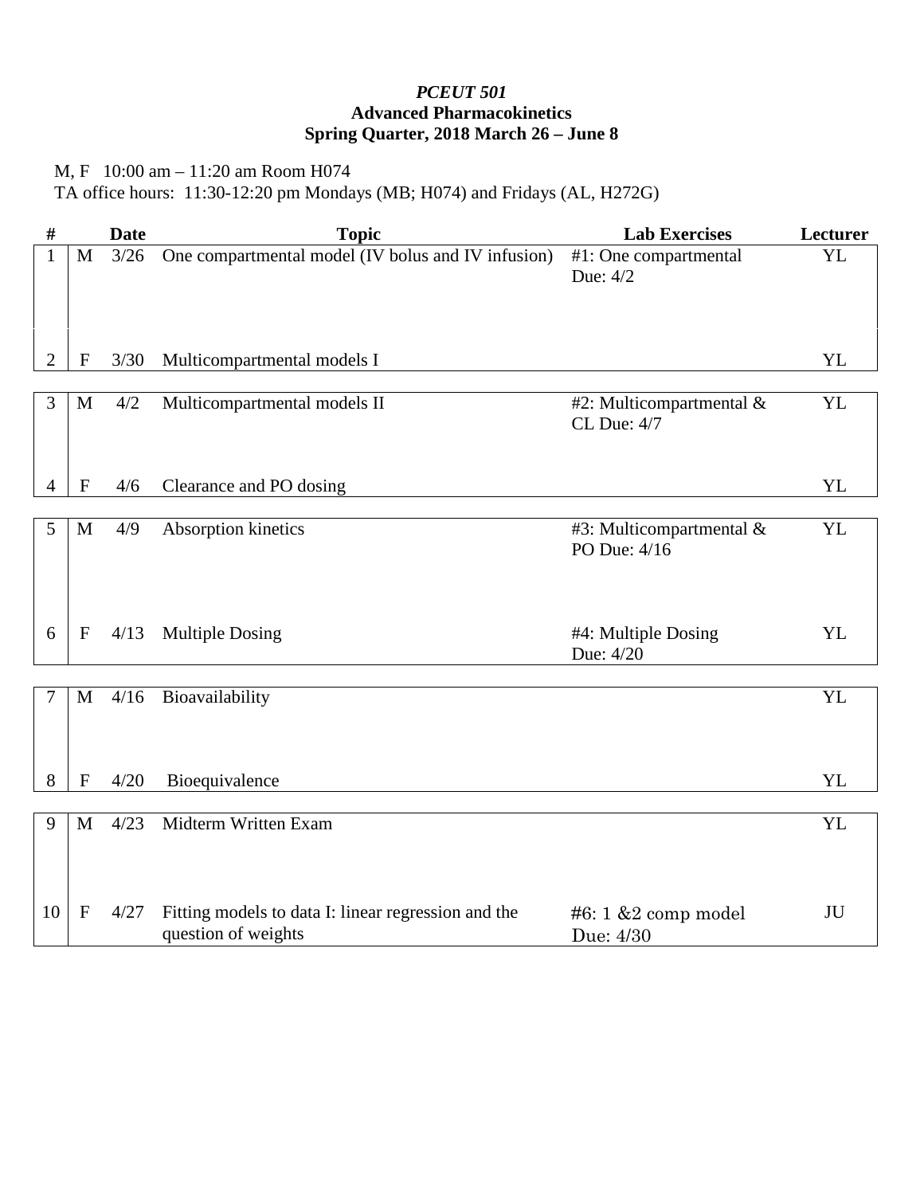*PCEUT 501*

**Advanced Pharmacokinetics**

**Spring Quarter, 2018 March 26 – June 8**

M, F 10:00 am – 11:20 am Room H074

TA office hours: 11:30-12:20 pm Mondays (MB; H074) and Fridays (AL, H272G)

| # | | Date | Topic | Lab Exercises | Lecturer |
|---|---|---|---|---|---|
| 1 | M | 3/26 | One compartmental model (IV bolus and IV infusion) | #1: One compartmental Due: 4/2 | YL |
| 2 | F | 3/30 | Multicompartmental models I | | YL |
| 3 | M | 4/2 | Multicompartmental models II | #2: Multicompartmental & CL Due: 4/7 | YL |
| 4 | F | 4/6 | Clearance and PO dosing | | YL |
| 5 | M | 4/9 | Absorption kinetics | #3: Multicompartmental & PO Due: 4/16 | YL |
| 6 | F | 4/13 | Multiple Dosing | #4: Multiple Dosing Due: 4/20 | YL |
| 7 | M | 4/16 | Bioavailability | | YL |
| 8 | F | 4/20 | Bioequivalence | | YL |
| 9 | M | 4/23 | Midterm Written Exam | | YL |
| 10 | F | 4/27 | Fitting models to data I: linear regression and the question of weights | #6: 1 &2 comp model Due: 4/30 | JU |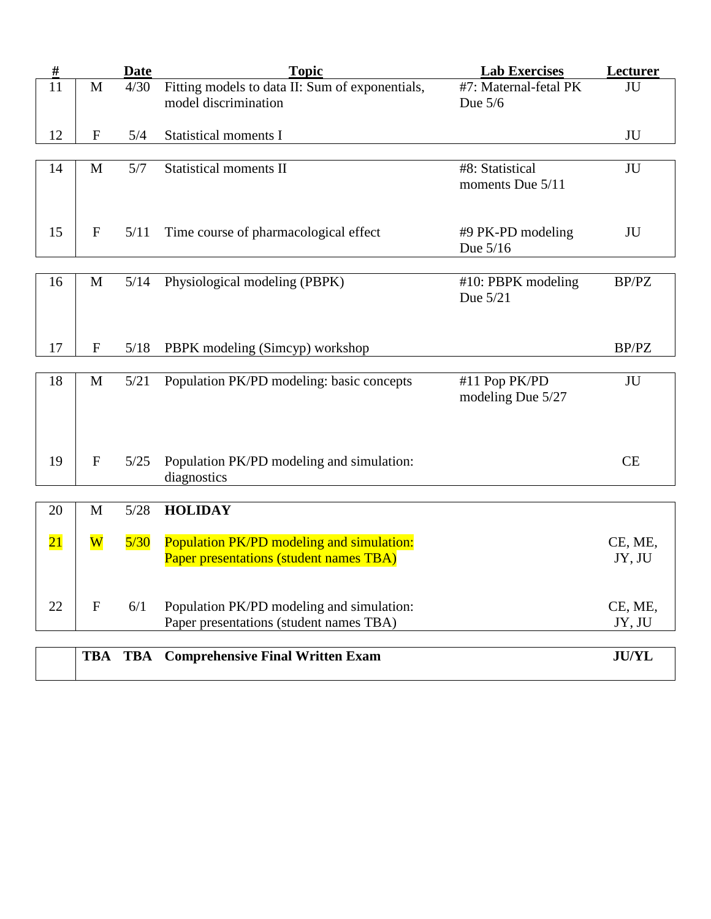| # | | Date | Topic | Lab Exercises | Lecturer |
|---|---|---|---|---|---|
| 11 | M | 4/30 | Fitting models to data II: Sum of exponentials, model discrimination | #7: Maternal-fetal PK Due 5/6 | JU |
| 12 | F | 5/4 | Statistical moments I | | JU |
| 14 | M | 5/7 | Statistical moments II | #8: Statistical moments Due 5/11 | JU |
| 15 | F | 5/11 | Time course of pharmacological effect | #9 PK-PD modeling Due 5/16 | JU |
| 16 | M | 5/14 | Physiological modeling (PBPK) | #10: PBPK modeling Due 5/21 | BP/PZ |
| 17 | F | 5/18 | PBPK modeling (Simcyp) workshop | | BP/PZ |
| 18 | M | 5/21 | Population PK/PD modeling: basic concepts | #11 Pop PK/PD modeling Due 5/27 | JU |
| 19 | F | 5/25 | Population PK/PD modeling and simulation: diagnostics | | CE |
| 20 | M | 5/28 | **HOLIDAY** | | |
| 21 | W | 5/30 | Population PK/PD modeling and simulation: Paper presentations (student names TBA) | | CE, ME, JY, JU |
| 22 | F | 6/1 | Population PK/PD modeling and simulation: Paper presentations (student names TBA) | | CE, ME, JY, JU |
| | **TBA** | **TBA** | **Comprehensive Final Written Exam** | | **JU/YL** |